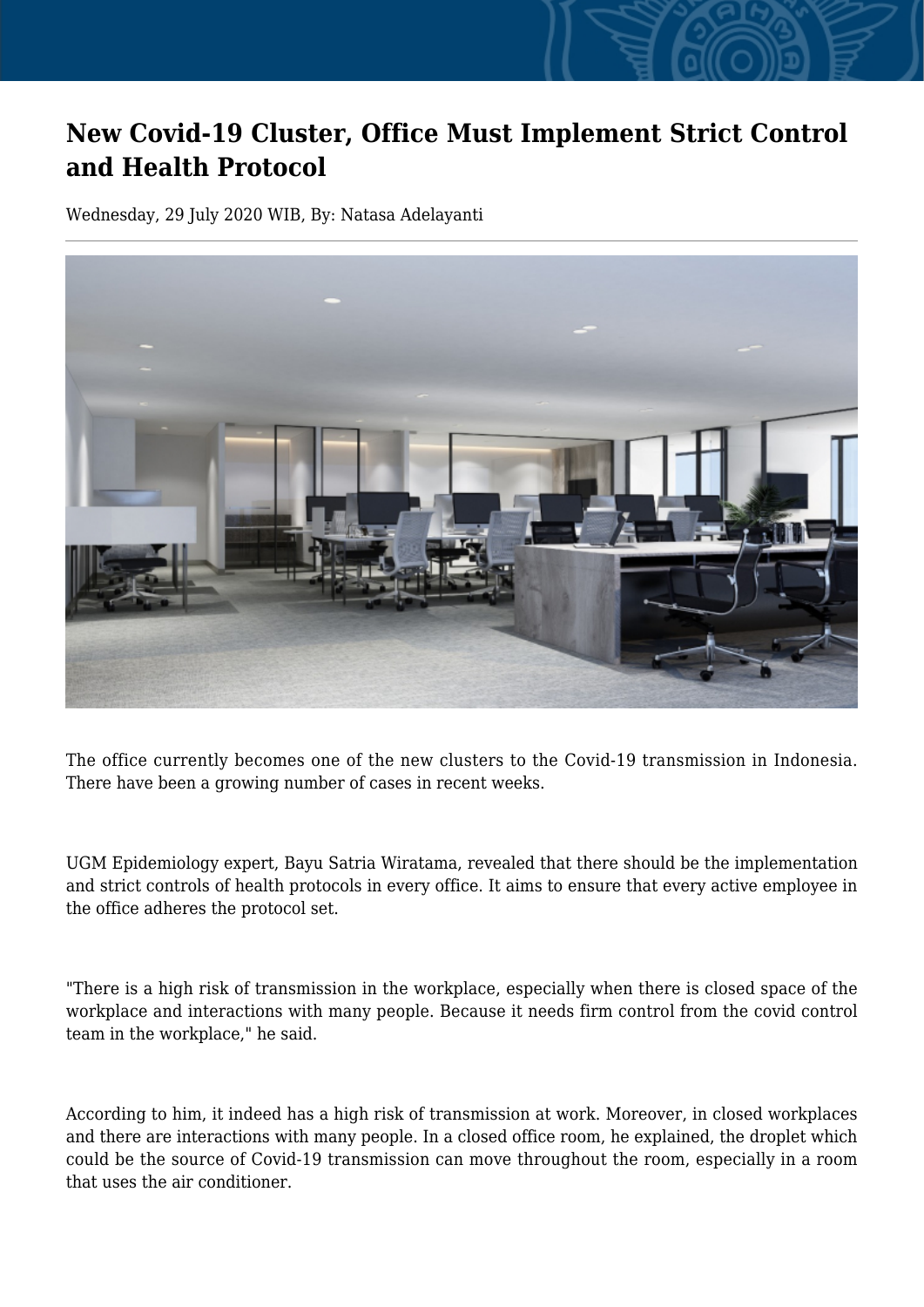# New Covid-19 Cluster, Office Must Implement Strict Control and Health Protocol

Wednesday, 29 July 2020 WIB, By: Natasa Adelayanti

The office currently becomes one of the new clusters to the Covid-19 transmission in Indonesia. There have been a growing number of cases in recent weeks.

UGM Epidemiology expert, Bayu Satria Wiratama, revealed that there should be the implementation and strict controls of health protocols in every office. It aims to ensure that every active employee in the office adheres the protocol set.

"There is a high risk of transmission in the workplace, especially when there is closed space of the workplace and interactions with many people. Because it needs firm control from the covid control team in the workplace," he said.

According to him, it indeed has a high risk of transmission at work. Moreover, in closed workplaces and there are interactions with many people. In a closed office room, he explained, the droplet which could be the source of Covid-19 transmission can move throughout the room, especially in a room that uses the air conditioner.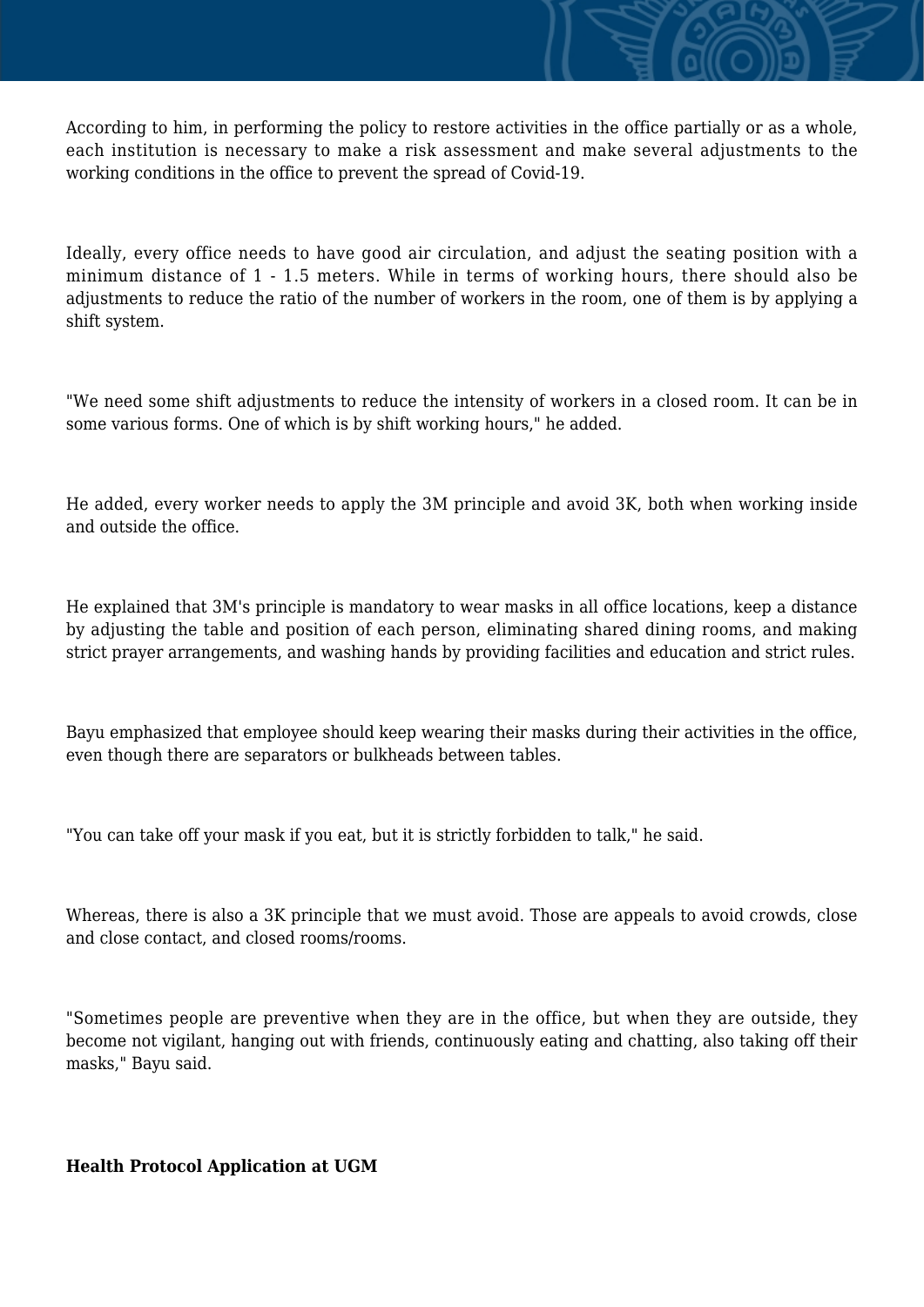According to him, in performing the policy to restore activities in the office partially or as a whole, each institution is necessary to make a risk assessment and make several adjustments to the working conditions in the office to prevent the spread of Covid-19.

Ideally, every office needs to have good air circulation, and adjust the seating position with a minimum distance of 1 - 1.5 meters. While in terms of working hours, there should also be adjustments to reduce the ratio of the number of workers in the room, one of them is by applying a shift system.

"We need some shift adjustments to reduce the intensity of workers in a closed room. It can be in some various forms. One of which is by shift working hours," he added.

He added, every worker needs to apply the 3M principle and avoid 3K, both when working inside and outside the office.

He explained that 3M's principle is mandatory to wear masks in all office locations, keep a distance by adjusting the table and position of each person, eliminating shared dining rooms, and making strict prayer arrangements, and washing hands by providing facilities and education and strict rules.

Bayu emphasized that employee should keep wearing their masks during their activities in the office, even though there are separators or bulkheads between tables.

"You can take off your mask if you eat, but it is strictly forbidden to talk," he said.

Whereas, there is also a 3K principle that we must avoid. Those are appeals to avoid crowds, close and close contact, and closed rooms/rooms.

"Sometimes people are preventive when they are in the office, but when they are outside, they become not vigilant, hanging out with friends, continuously eating and chatting, also taking off their masks," Bayu said.

**Health Protocol Application at UGM**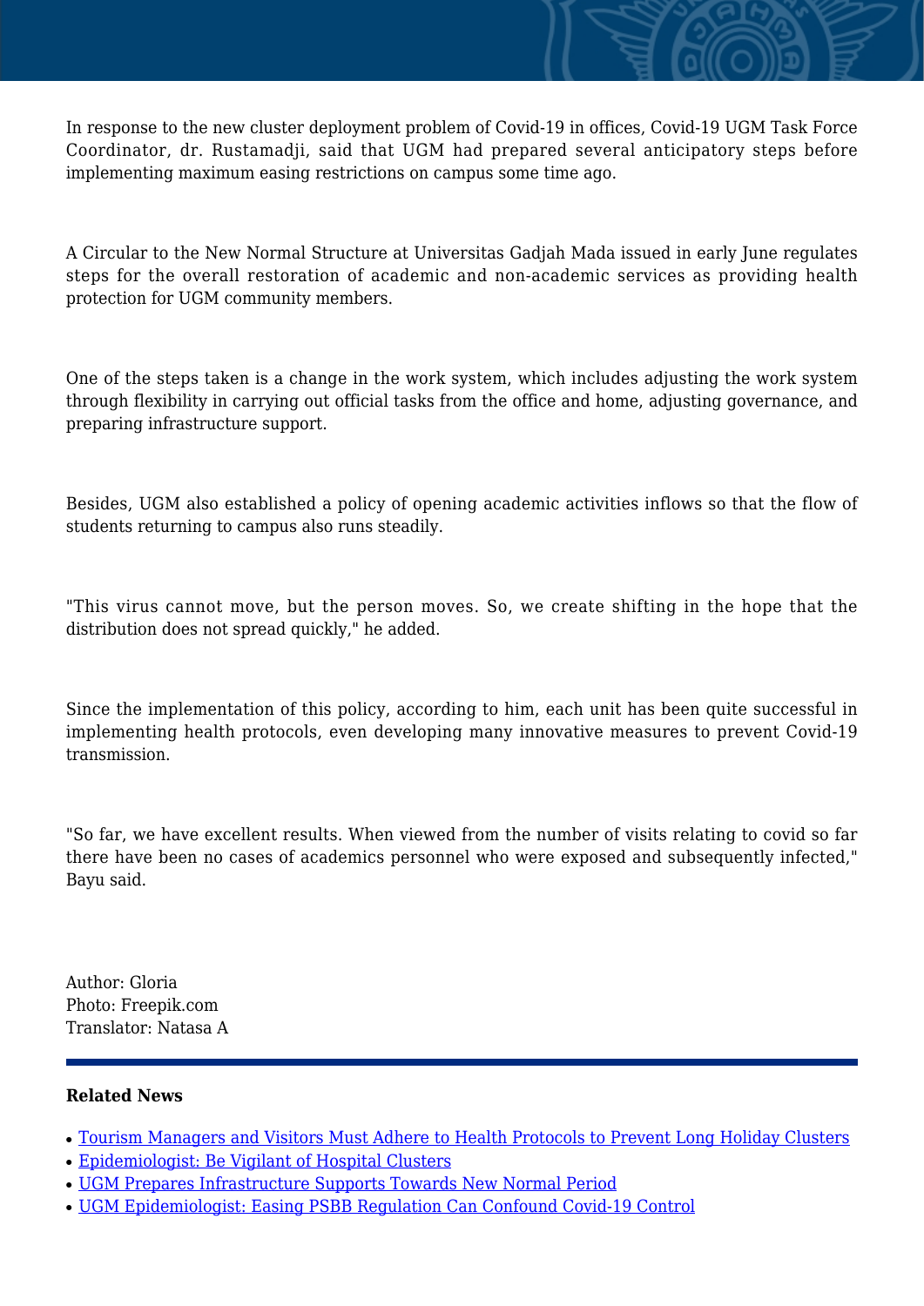In response to the new cluster deployment problem of Covid-19 in offices, Covid-19 UGM Task Force Coordinator, dr. Rustamadji, said that UGM had prepared several anticipatory steps before implementing maximum easing restrictions on campus some time ago.

A Circular to the New Normal Structure at Universitas Gadjah Mada issued in early June regulates steps for the overall restoration of academic and non-academic services as providing health protection for UGM community members.

One of the steps taken is a change in the work system, which includes adjusting the work system through flexibility in carrying out official tasks from the office and home, adjusting governance, and preparing infrastructure support.

Besides, UGM also established a policy of opening academic activities inflows so that the flow of students returning to campus also runs steadily.

"This virus cannot move, but the person moves. So, we create shifting in the hope that the distribution does not spread quickly," he added.

Since the implementation of this policy, according to him, each unit has been quite successful in implementing health protocols, even developing many innovative measures to prevent Covid-19 transmission.

"So far, we have excellent results. When viewed from the number of visits relating to covid so far there have been no cases of academics personnel who were exposed and subsequently infected," Bayu said.

Author: Gloria
Photo: Freepik.com
Translator: Natasa A

**Related News**

- Tourism Managers and Visitors Must Adhere to Health Protocols to Prevent Long Holiday Clusters
- Epidemiologist: Be Vigilant of Hospital Clusters
- UGM Prepares Infrastructure Supports Towards New Normal Period
- UGM Epidemiologist: Easing PSBB Regulation Can Confound Covid-19 Control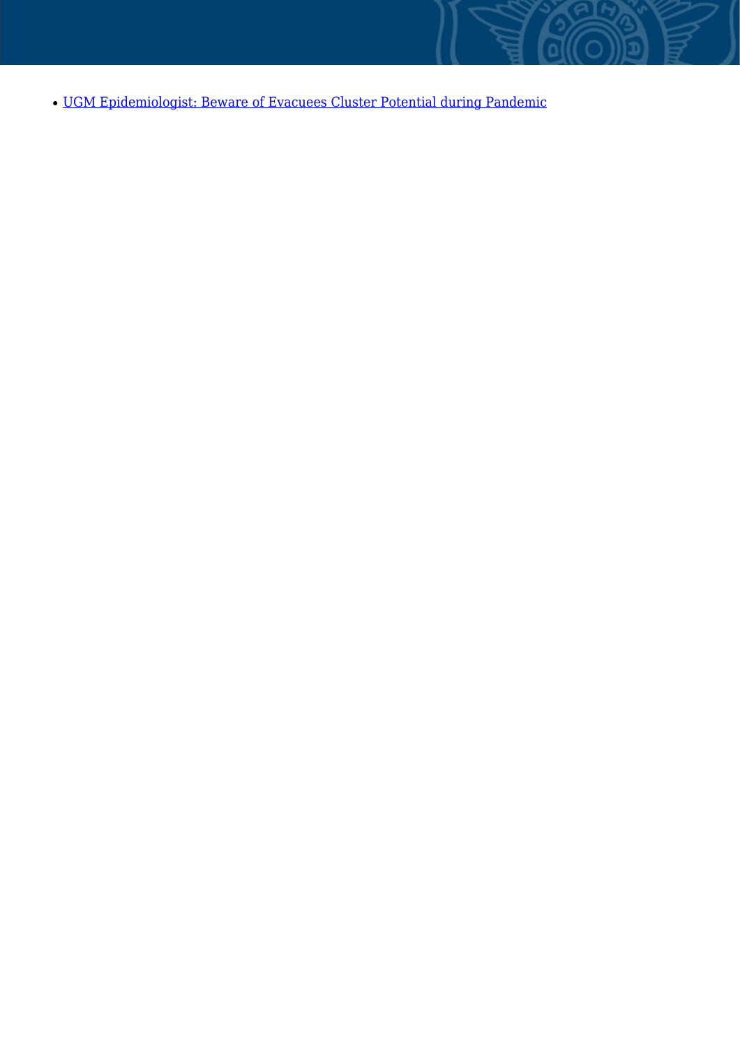- UGM Epidemiologist: Beware of Evacuees Cluster Potential during Pandemic